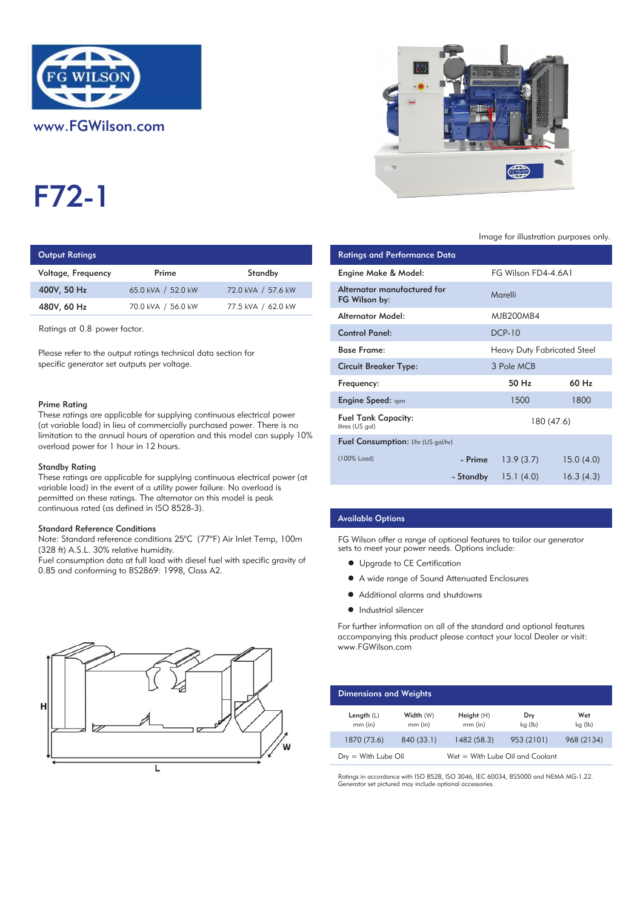www.FGWilson.com

# F72-1

Image for illustration purposes only.

## Output Ratings

| Voltage, Frequency | Prime | Standby |
|---|---|---|
| 400V, 50 Hz | 65.0 kVA / 52.0 kW | 72.0 kVA / 57.6 kW |
| 480V, 60 Hz | 70.0 kVA / 56.0 kW | 77.5 kVA / 62.0 kW |

Ratings at 0.8 power factor.

Please refer to the output ratings technical data section for specific generator set outputs per voltage.

### Prime Rating

These ratings are applicable for supplying continuous electrical power (at variable load) in lieu of commercially purchased power. There is no limitation to the annual hours of operation and this model can supply 10% overload power for 1 hour in 12 hours.

### Standby Rating

These ratings are applicable for supplying continuous electrical power (at variable load) in the event of a utility power failure. No overload is permitted on these ratings. The alternator on this model is peak continuous rated (as defined in ISO 8528-3).

### Standard Reference Conditions

Note: Standard reference conditions 25°C (77°F) Air Inlet Temp, 100m (328 ft) A.S.L. 30% relative humidity.
Fuel consumption data at full load with diesel fuel with specific gravity of 0.85 and conforming to BS2869: 1998, Class A2.

## Ratings and Performance Data

| | | |
|---|---|---|
| Engine Make & Model: | FG Wilson FD4-4.6A1 | |
| Alternator manufactured for FG Wilson by: | Marelli | |
| Alternator Model: | MJB200MB4 | |
| Control Panel: | DCP-10 | |
| Base Frame: | Heavy Duty Fabricated Steel | |
| Circuit Breaker Type: | 3 Pole MCB | |
| Frequency: | 50 Hz | 60 Hz |
| Engine Speed: rpm | 1500 | 1800 |
| Fuel Tank Capacity: litres (US gal) | 180 (47.6) | |
| Fuel Consumption: l/hr (US gal/hr) (100% Load) - Prime | 13.9 (3.7) | 15.0 (4.0) |
| - Standby | 15.1 (4.0) | 16.3 (4.3) |

## Available Options

FG Wilson offer a range of optional features to tailor our generator sets to meet your power needs. Options include:

- Upgrade to CE Certification
- A wide range of Sound Attenuated Enclosures
- Additional alarms and shutdowns
- Industrial silencer

For further information on all of the standard and optional features accompanying this product please contact your local Dealer or visit: www.FGWilson.com

## Dimensions and Weights

| Length (L) mm (in) | Width (W) mm (in) | Height (H) mm (in) | Dry kg (lb) | Wet kg (lb) |
|---|---|---|---|---|
| 1870 (73.6) | 840 (33.1) | 1482 (58.3) | 953 (2101) | 968 (2134) |

Dry = With Lube Oil    Wet = With Lube Oil and Coolant

Ratings in accordance with ISO 8528, ISO 3046, IEC 60034, BS5000 and NEMA MG-1.22.
Generator set pictured may include optional accessories.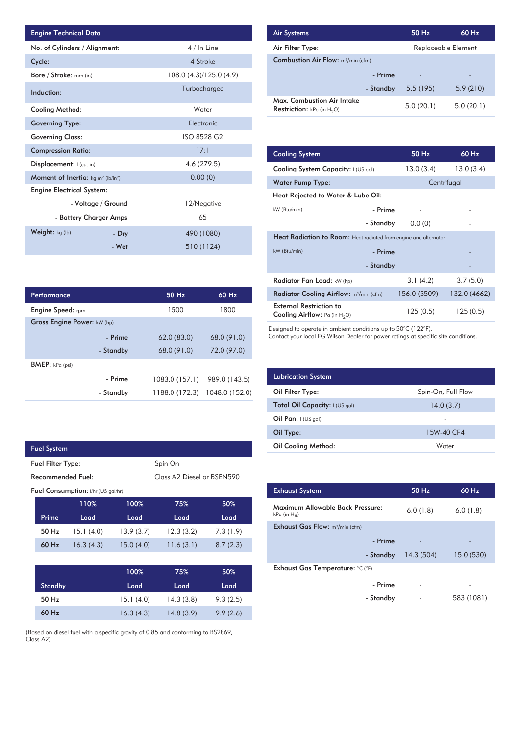## Engine Technical Data

| Engine Technical Data | | |
|---|---|---|
| No. of Cylinders / Alignment: | | 4 / In Line |
| Cycle: | | 4 Stroke |
| Bore / Stroke: mm (in) | | 108.0 (4.3)/125.0 (4.9) |
| Induction: | | Turbocharged |
| Cooling Method: | | Water |
| Governing Type: | | Electronic |
| Governing Class: | | ISO 8528 G2 |
| Compression Ratio: | | 17:1 |
| Displacement: l (cu. in) | | 4.6 (279.5) |
| Moment of Inertia: kg m² (lb/in²) | | 0.00 (0) |
| Engine Electrical System: | | |
| | - Voltage / Ground | 12/Negative |
| | - Battery Charger Amps | 65 |
| Weight: kg (lb) | - Dry | 490 (1080) |
| | - Wet | 510 (1124) |

## Performance

| Performance | | 50 Hz | 60 Hz |
|---|---|---|---|
| Engine Speed: rpm | | 1500 | 1800 |
| Gross Engine Power: kW (hp) | | | |
| | - Prime | 62.0 (83.0) | 68.0 (91.0) |
| | - Standby | 68.0 (91.0) | 72.0 (97.0) |
| BMEP: kPa (psi) | | | |
| | - Prime | 1083.0 (157.1) | 989.0 (143.5) |
| | - Standby | 1188.0 (172.3) | 1048.0 (152.0) |

## Fuel System

| Fuel System | |
|---|---|
| Fuel Filter Type: | Spin On |
| Recommended Fuel: | Class A2 Diesel or BSEN590 |

Fuel Consumption: l/hr (US gal/hr)

| Prime | 110% Load | 100% Load | 75% Load | 50% Load |
|---|---|---|---|---|
| 50 Hz | 15.1 (4.0) | 13.9 (3.7) | 12.3 (3.2) | 7.3 (1.9) |
| 60 Hz | 16.3 (4.3) | 15.0 (4.0) | 11.6 (3.1) | 8.7 (2.3) |

| Standby | 100% Load | 75% Load | 50% Load |
|---|---|---|---|
| 50 Hz | 15.1 (4.0) | 14.3 (3.8) | 9.3 (2.5) |
| 60 Hz | 16.3 (4.3) | 14.8 (3.9) | 9.9 (2.6) |

(Based on diesel fuel with a specific gravity of 0.85 and conforming to BS2869, Class A2)

## Air Systems

| Air Systems | | 50 Hz | 60 Hz |
|---|---|---|---|
| Air Filter Type: | | Replaceable Element | |
| Combustion Air Flow: m³/min (cfm) | | | |
| | - Prime | - | - |
| | - Standby | 5.5 (195) | 5.9 (210) |
| Max. Combustion Air Intake Restriction: kPa (in $H_2O$) | | 5.0 (20.1) | 5.0 (20.1) |

## Cooling System

| Cooling System | | 50 Hz | 60 Hz |
|---|---|---|---|
| Cooling System Capacity: l (US gal) | | 13.0 (3.4) | 13.0 (3.4) |
| Water Pump Type: | | Centrifugal | |
| Heat Rejected to Water & Lube Oil: | | | |
| kW (Btu/min) | - Prime | - | - |
| | - Standby | 0.0 (0) | - |
| Heat Radiation to Room: Heat radiated from engine and alternator | | | |
| kW (Btu/min) | - Prime | | - |
| | - Standby | | - |
| Radiator Fan Load: kW (hp) | | 3.1 (4.2) | 3.7 (5.0) |
| Radiator Cooling Airflow: m³/min (cfm) | | 156.0 (5509) | 132.0 (4662) |
| External Restriction to Cooling Airflow: Pa (in $H_2O$) | | 125 (0.5) | 125 (0.5) |

Designed to operate in ambient conditions up to 50°C (122°F).
Contact your local FG Wilson Dealer for power ratings at specific site conditions.

## Lubrication System

| Lubrication System | |
|---|---|
| Oil Filter Type: | Spin-On, Full Flow |
| Total Oil Capacity: l (US gal) | 14.0 (3.7) |
| Oil Pan: l (US gal) | - |
| Oil Type: | 15W-40 CF4 |
| Oil Cooling Method: | Water |

## Exhaust System

| Exhaust System | | 50 Hz | 60 Hz |
|---|---|---|---|
| Maximum Allowable Back Pressure: kPa (in Hg) | | 6.0 (1.8) | 6.0 (1.8) |
| Exhaust Gas Flow: m³/min (cfm) | | | |
| | - Prime | - | - |
| | - Standby | 14.3 (504) | 15.0 (530) |
| Exhaust Gas Temperature: °C (°F) | | | |
| | - Prime | - | - |
| | - Standby | - | 583 (1081) |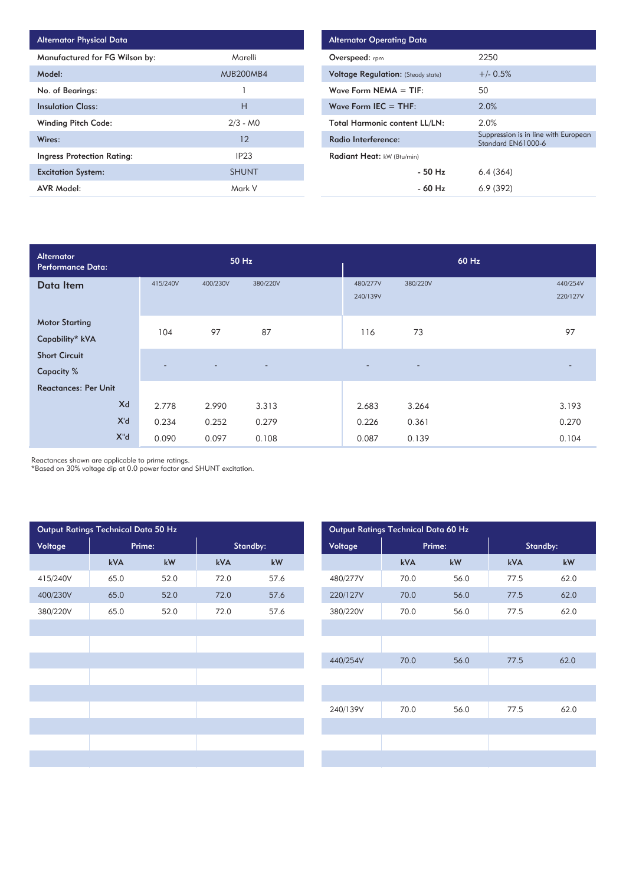| Alternator Physical Data | |
|---|---|
| Manufactured for FG Wilson by: | Marelli |
| Model: | MJB200MB4 |
| No. of Bearings: | 1 |
| Insulation Class: | H |
| Winding Pitch Code: | 2/3 - M0 |
| Wires: | 12 |
| Ingress Protection Rating: | IP23 |
| Excitation System: | SHUNT |
| AVR Model: | Mark V |

| Alternator Operating Data | |
|---|---|
| Overspeed: rpm | 2250 |
| Voltage Regulation: (Steady state) | +/- 0.5% |
| Wave Form NEMA = TIF: | 50 |
| Wave Form IEC = THF: | 2.0% |
| Total Harmonic content LL/LN: | 2.0% |
| Radio Interference: | Suppression is in line with European Standard EN61000-6 |
| Radiant Heat: kW (Btu/min) | |
| - 50 Hz | 6.4 (364) |
| - 60 Hz | 6.9 (392) |

| Alternator Performance Data: | 50 Hz | | | 60 Hz | | |
|---|---|---|---|---|---|---|
| Data Item | 415/240V | 400/230V | 380/220V | 480/277V 240/139V | 380/220V | 440/254V 220/127V |
| Motor Starting Capability* kVA | 104 | 97 | 87 | 116 | 73 | 97 |
| Short Circuit Capacity % | - | - | - | - | - | - |
| Reactances: Per Unit | | | | | | |
| Xd | 2.778 | 2.990 | 3.313 | 2.683 | 3.264 | 3.193 |
| X'd | 0.234 | 0.252 | 0.279 | 0.226 | 0.361 | 0.270 |
| X"d | 0.090 | 0.097 | 0.108 | 0.087 | 0.139 | 0.104 |

Reactances shown are applicable to prime ratings.
*Based on 30% voltage dip at 0.0 power factor and SHUNT excitation.

| Output Ratings Technical Data 50 Hz | | | | |
|---|---|---|---|---|
| Voltage | Prime: | | Standby: | |
| | kVA | kW | kVA | kW |
| 415/240V | 65.0 | 52.0 | 72.0 | 57.6 |
| 400/230V | 65.0 | 52.0 | 72.0 | 57.6 |
| 380/220V | 65.0 | 52.0 | 72.0 | 57.6 |

| Output Ratings Technical Data 60 Hz | | | | |
|---|---|---|---|---|
| Voltage | Prime: | | Standby: | |
| | kVA | kW | kVA | kW |
| 480/277V | 70.0 | 56.0 | 77.5 | 62.0 |
| 220/127V | 70.0 | 56.0 | 77.5 | 62.0 |
| 380/220V | 70.0 | 56.0 | 77.5 | 62.0 |
| 440/254V | 70.0 | 56.0 | 77.5 | 62.0 |
| 240/139V | 70.0 | 56.0 | 77.5 | 62.0 |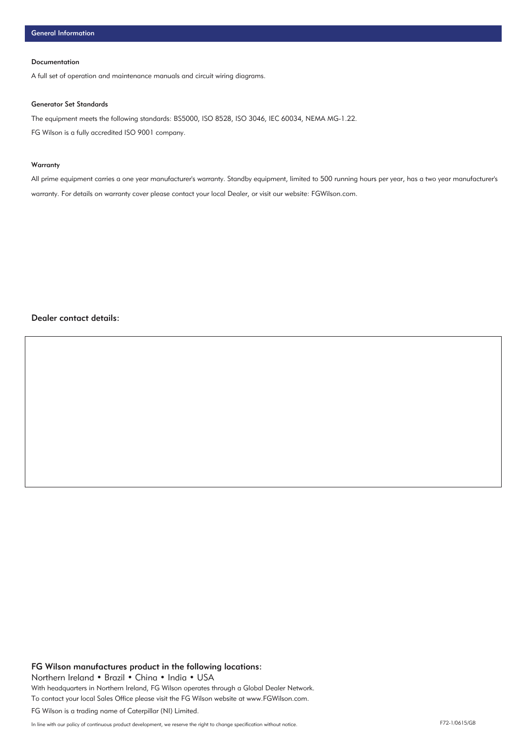## General Information

### Documentation

A full set of operation and maintenance manuals and circuit wiring diagrams.

### Generator Set Standards

The equipment meets the following standards: BS5000, ISO 8528, ISO 3046, IEC 60034, NEMA MG-1.22.

FG Wilson is a fully accredited ISO 9001 company.

### Warranty

All prime equipment carries a one year manufacturer's warranty. Standby equipment, limited to 500 running hours per year, has a two year manufacturer's warranty. For details on warranty cover please contact your local Dealer, or visit our website: FGWilson.com.

### Dealer contact details:

### FG Wilson manufactures product in the following locations:

Northern Ireland • Brazil • China • India • USA

With headquarters in Northern Ireland, FG Wilson operates through a Global Dealer Network.

To contact your local Sales Office please visit the FG Wilson website at www.FGWilson.com.

FG Wilson is a trading name of Caterpillar (NI) Limited.

In line with our policy of continuous product development, we reserve the right to change specification without notice.

F72-1/0615/GB